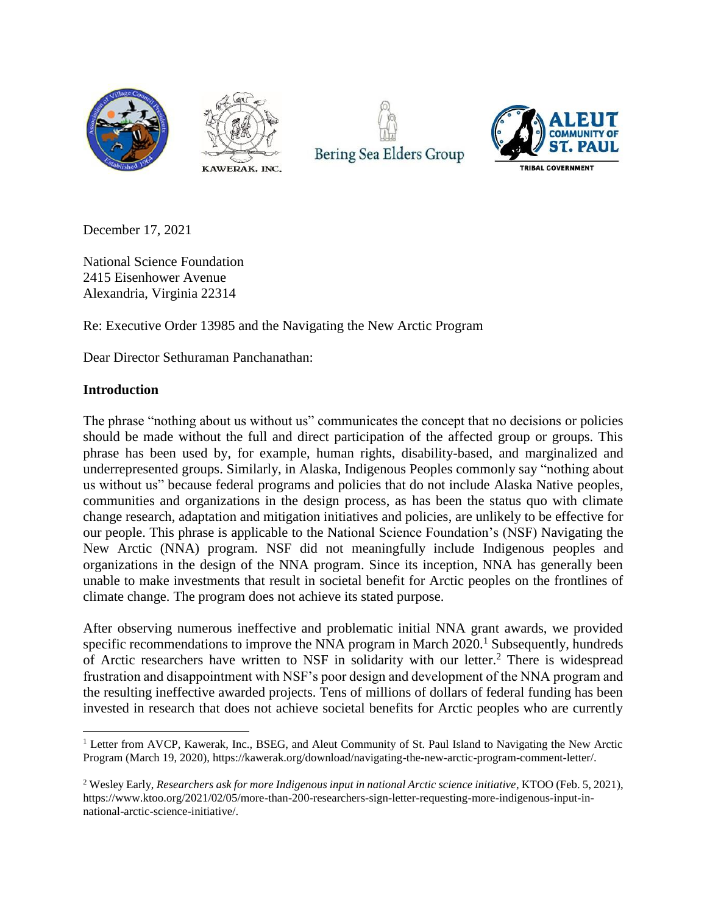KAWERAK, INC.

Bering Sea Elders Group

ALEUT COMMUNITY OF ST. PAUL TRIBAL GOVERNMENT

December 17, 2021

National Science Foundation
2415 Eisenhower Avenue
Alexandria, Virginia 22314

Re: Executive Order 13985 and the Navigating the New Arctic Program

Dear Director Sethuraman Panchanathan:

## Introduction

The phrase "nothing about us without us" communicates the concept that no decisions or policies should be made without the full and direct participation of the affected group or groups. This phrase has been used by, for example, human rights, disability-based, and marginalized and underrepresented groups. Similarly, in Alaska, Indigenous Peoples commonly say "nothing about us without us" because federal programs and policies that do not include Alaska Native peoples, communities and organizations in the design process, as has been the status quo with climate change research, adaptation and mitigation initiatives and policies, are unlikely to be effective for our people. This phrase is applicable to the National Science Foundation's (NSF) Navigating the New Arctic (NNA) program. NSF did not meaningfully include Indigenous peoples and organizations in the design of the NNA program. Since its inception, NNA has generally been unable to make investments that result in societal benefit for Arctic peoples on the frontlines of climate change. The program does not achieve its stated purpose.

After observing numerous ineffective and problematic initial NNA grant awards, we provided specific recommendations to improve the NNA program in March 2020.[1] Subsequently, hundreds of Arctic researchers have written to NSF in solidarity with our letter.[2] There is widespread frustration and disappointment with NSF's poor design and development of the NNA program and the resulting ineffective awarded projects. Tens of millions of dollars of federal funding has been invested in research that does not achieve societal benefits for Arctic peoples who are currently

---

[1] Letter from AVCP, Kawerak, Inc., BSEG, and Aleut Community of St. Paul Island to Navigating the New Arctic Program (March 19, 2020), https://kawerak.org/download/navigating-the-new-arctic-program-comment-letter/.

[2] Wesley Early, *Researchers ask for more Indigenous input in national Arctic science initiative*, KTOO (Feb. 5, 2021), https://www.ktoo.org/2021/02/05/more-than-200-researchers-sign-letter-requesting-more-indigenous-input-in-national-arctic-science-initiative/.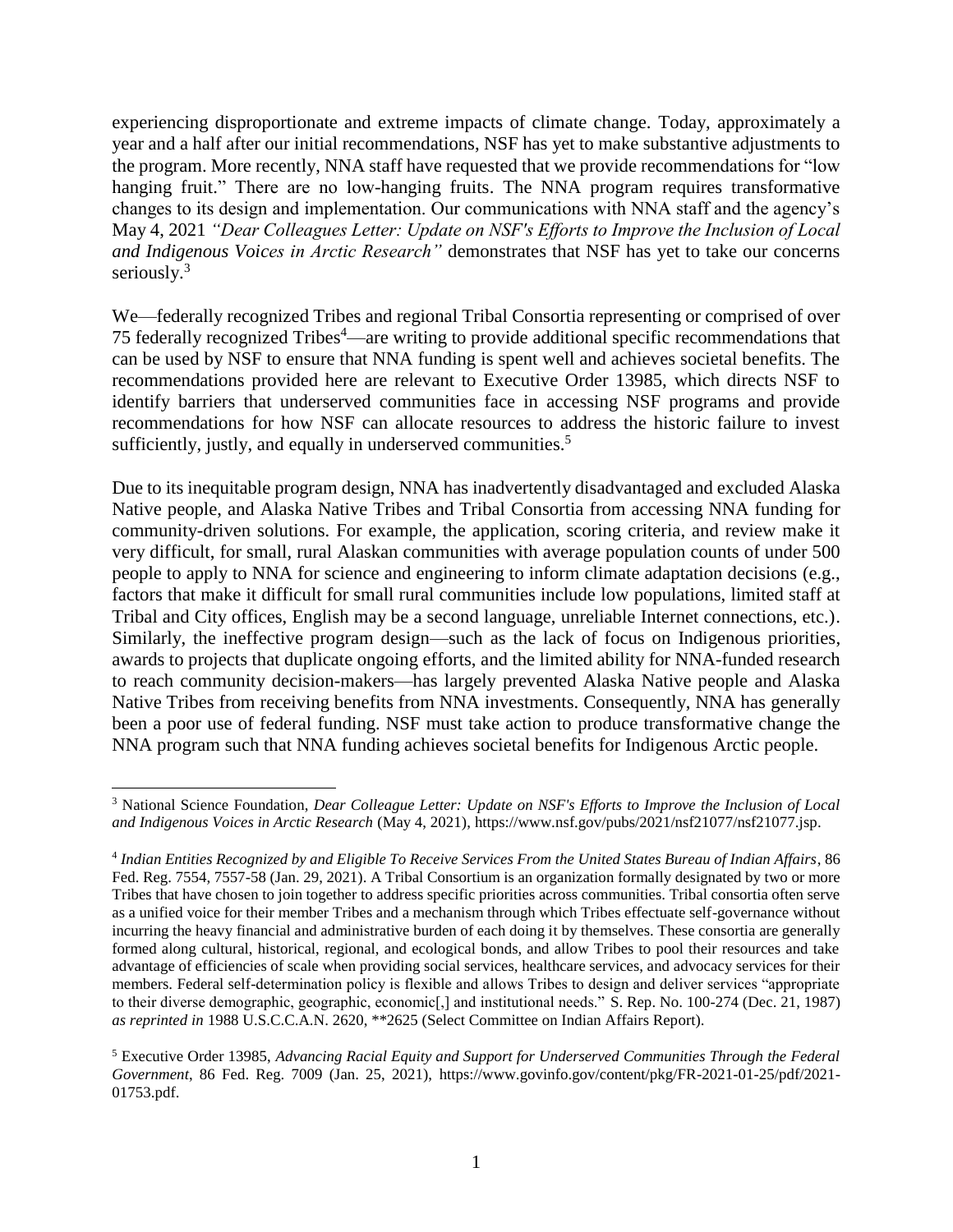experiencing disproportionate and extreme impacts of climate change. Today, approximately a year and a half after our initial recommendations, NSF has yet to make substantive adjustments to the program. More recently, NNA staff have requested that we provide recommendations for "low hanging fruit." There are no low-hanging fruits. The NNA program requires transformative changes to its design and implementation. Our communications with NNA staff and the agency's May 4, 2021 *"Dear Colleagues Letter: Update on NSF's Efforts to Improve the Inclusion of Local and Indigenous Voices in Arctic Research"* demonstrates that NSF has yet to take our concerns seriously.[3]

We—federally recognized Tribes and regional Tribal Consortia representing or comprised of over 75 federally recognized Tribes[4]—are writing to provide additional specific recommendations that can be used by NSF to ensure that NNA funding is spent well and achieves societal benefits. The recommendations provided here are relevant to Executive Order 13985, which directs NSF to identify barriers that underserved communities face in accessing NSF programs and provide recommendations for how NSF can allocate resources to address the historic failure to invest sufficiently, justly, and equally in underserved communities.[5]

Due to its inequitable program design, NNA has inadvertently disadvantaged and excluded Alaska Native people, and Alaska Native Tribes and Tribal Consortia from accessing NNA funding for community-driven solutions. For example, the application, scoring criteria, and review make it very difficult, for small, rural Alaskan communities with average population counts of under 500 people to apply to NNA for science and engineering to inform climate adaptation decisions (e.g., factors that make it difficult for small rural communities include low populations, limited staff at Tribal and City offices, English may be a second language, unreliable Internet connections, etc.). Similarly, the ineffective program design—such as the lack of focus on Indigenous priorities, awards to projects that duplicate ongoing efforts, and the limited ability for NNA-funded research to reach community decision-makers—has largely prevented Alaska Native people and Alaska Native Tribes from receiving benefits from NNA investments. Consequently, NNA has generally been a poor use of federal funding. NSF must take action to produce transformative change the NNA program such that NNA funding achieves societal benefits for Indigenous Arctic people.

---

[3] National Science Foundation, *Dear Colleague Letter: Update on NSF's Efforts to Improve the Inclusion of Local and Indigenous Voices in Arctic Research* (May 4, 2021), https://www.nsf.gov/pubs/2021/nsf21077/nsf21077.jsp.

[4] *Indian Entities Recognized by and Eligible To Receive Services From the United States Bureau of Indian Affairs*, 86 Fed. Reg. 7554, 7557-58 (Jan. 29, 2021). A Tribal Consortium is an organization formally designated by two or more Tribes that have chosen to join together to address specific priorities across communities. Tribal consortia often serve as a unified voice for their member Tribes and a mechanism through which Tribes effectuate self-governance without incurring the heavy financial and administrative burden of each doing it by themselves. These consortia are generally formed along cultural, historical, regional, and ecological bonds, and allow Tribes to pool their resources and take advantage of efficiencies of scale when providing social services, healthcare services, and advocacy services for their members. Federal self-determination policy is flexible and allows Tribes to design and deliver services "appropriate to their diverse demographic, geographic, economic[,] and institutional needs." S. Rep. No. 100-274 (Dec. 21, 1987) *as reprinted in* 1988 U.S.C.C.A.N. 2620, **2625 (Select Committee on Indian Affairs Report).

[5] Executive Order 13985, *Advancing Racial Equity and Support for Underserved Communities Through the Federal Government*, 86 Fed. Reg. 7009 (Jan. 25, 2021), https://www.govinfo.gov/content/pkg/FR-2021-01-25/pdf/2021-01753.pdf.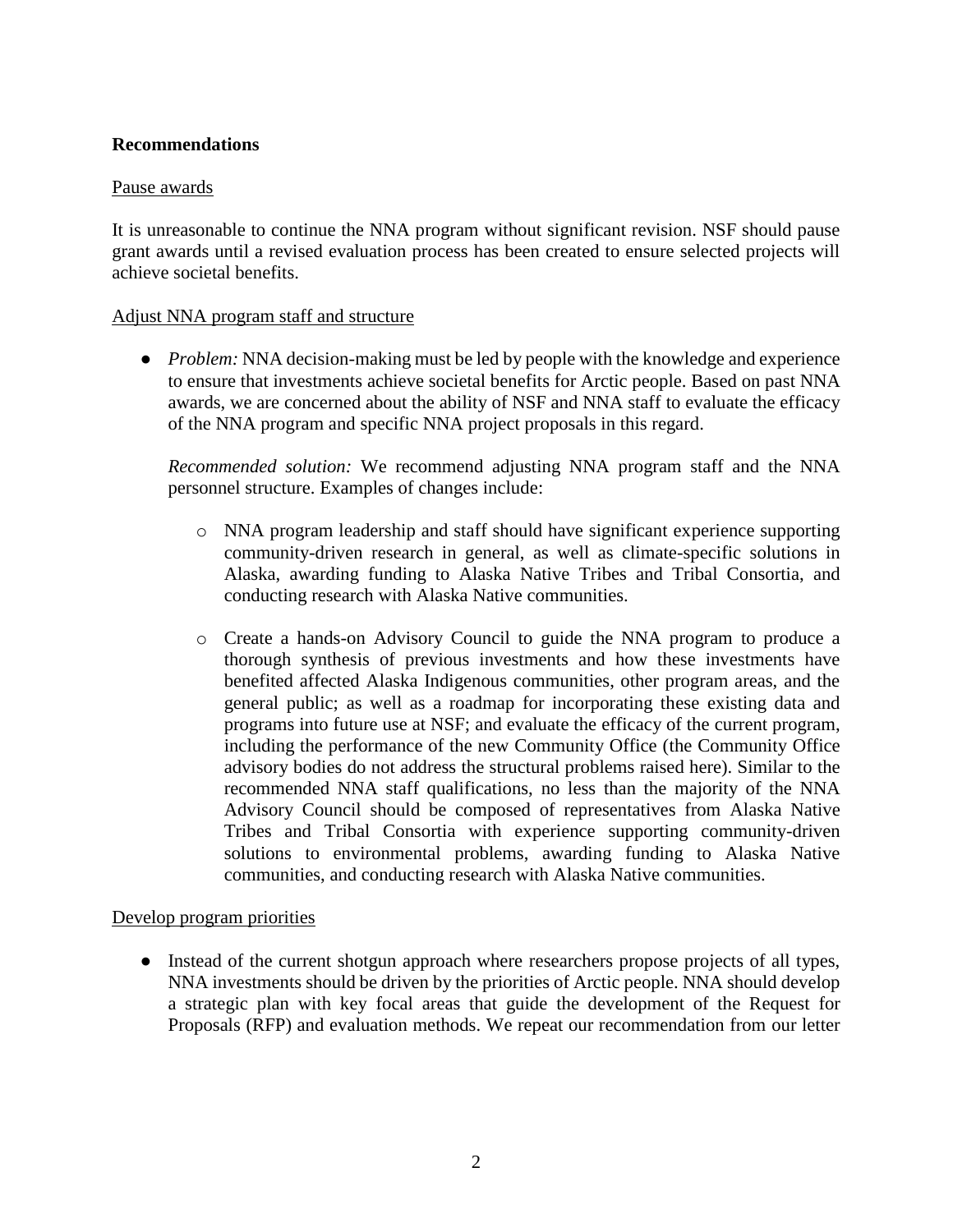**Recommendations**

Pause awards

It is unreasonable to continue the NNA program without significant revision. NSF should pause grant awards until a revised evaluation process has been created to ensure selected projects will achieve societal benefits.

Adjust NNA program staff and structure

- *Problem:* NNA decision-making must be led by people with the knowledge and experience to ensure that investments achieve societal benefits for Arctic people. Based on past NNA awards, we are concerned about the ability of NSF and NNA staff to evaluate the efficacy of the NNA program and specific NNA project proposals in this regard.

  *Recommended solution:* We recommend adjusting NNA program staff and the NNA personnel structure. Examples of changes include:

  - NNA program leadership and staff should have significant experience supporting community-driven research in general, as well as climate-specific solutions in Alaska, awarding funding to Alaska Native Tribes and Tribal Consortia, and conducting research with Alaska Native communities.

  - Create a hands-on Advisory Council to guide the NNA program to produce a thorough synthesis of previous investments and how these investments have benefited affected Alaska Indigenous communities, other program areas, and the general public; as well as a roadmap for incorporating these existing data and programs into future use at NSF; and evaluate the efficacy of the current program, including the performance of the new Community Office (the Community Office advisory bodies do not address the structural problems raised here). Similar to the recommended NNA staff qualifications, no less than the majority of the NNA Advisory Council should be composed of representatives from Alaska Native Tribes and Tribal Consortia with experience supporting community-driven solutions to environmental problems, awarding funding to Alaska Native communities, and conducting research with Alaska Native communities.

Develop program priorities

- Instead of the current shotgun approach where researchers propose projects of all types, NNA investments should be driven by the priorities of Arctic people. NNA should develop a strategic plan with key focal areas that guide the development of the Request for Proposals (RFP) and evaluation methods. We repeat our recommendation from our letter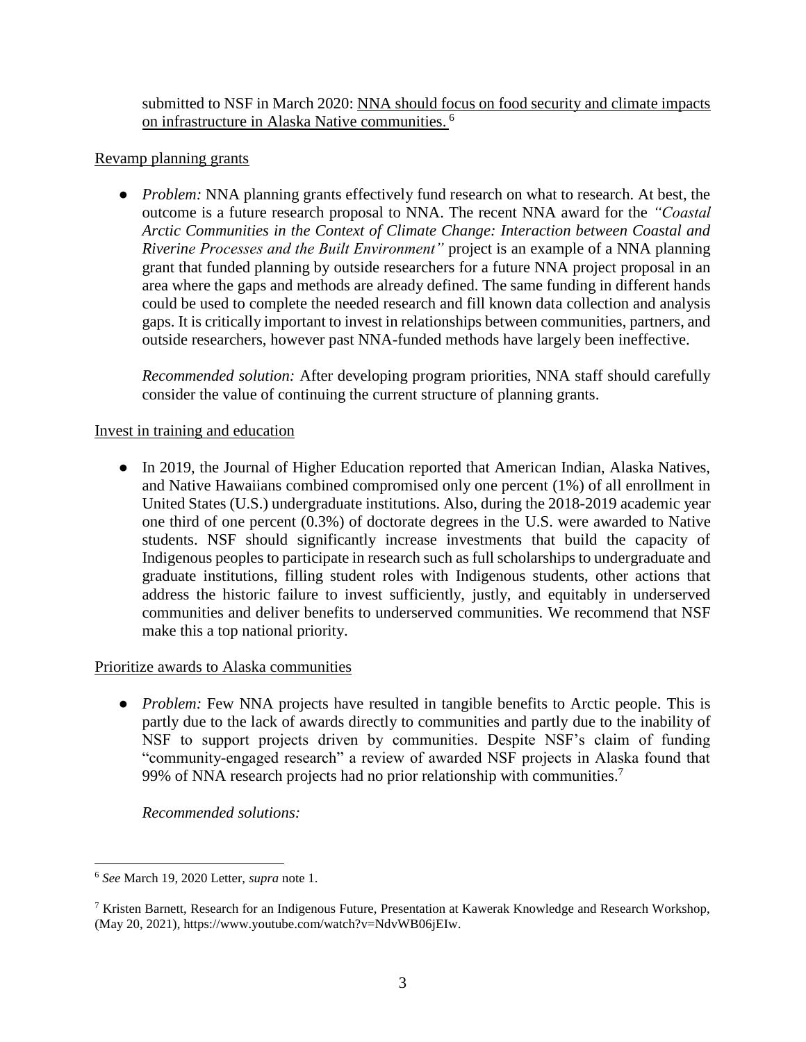submitted to NSF in March 2020: <u>NNA should focus on food security and climate impacts on infrastructure in Alaska Native communities.</u> [6]

<u>Revamp planning grants</u>

- *Problem:* NNA planning grants effectively fund research on what to research. At best, the outcome is a future research proposal to NNA. The recent NNA award for the *"Coastal Arctic Communities in the Context of Climate Change: Interaction between Coastal and Riverine Processes and the Built Environment"* project is an example of a NNA planning grant that funded planning by outside researchers for a future NNA project proposal in an area where the gaps and methods are already defined. The same funding in different hands could be used to complete the needed research and fill known data collection and analysis gaps. It is critically important to invest in relationships between communities, partners, and outside researchers, however past NNA-funded methods have largely been ineffective.

  *Recommended solution:* After developing program priorities, NNA staff should carefully consider the value of continuing the current structure of planning grants.

<u>Invest in training and education</u>

- In 2019, the Journal of Higher Education reported that American Indian, Alaska Natives, and Native Hawaiians combined compromised only one percent (1%) of all enrollment in United States (U.S.) undergraduate institutions. Also, during the 2018-2019 academic year one third of one percent (0.3%) of doctorate degrees in the U.S. were awarded to Native students. NSF should significantly increase investments that build the capacity of Indigenous peoples to participate in research such as full scholarships to undergraduate and graduate institutions, filling student roles with Indigenous students, other actions that address the historic failure to invest sufficiently, justly, and equitably in underserved communities and deliver benefits to underserved communities. We recommend that NSF make this a top national priority.

<u>Prioritize awards to Alaska communities</u>

- *Problem:* Few NNA projects have resulted in tangible benefits to Arctic people. This is partly due to the lack of awards directly to communities and partly due to the inability of NSF to support projects driven by communities. Despite NSF's claim of funding "community-engaged research" a review of awarded NSF projects in Alaska found that 99% of NNA research projects had no prior relationship with communities.[7]

  *Recommended solutions:*

---

[6] *See* March 19, 2020 Letter, *supra* note 1.

[7] Kristen Barnett, Research for an Indigenous Future, Presentation at Kawerak Knowledge and Research Workshop, (May 20, 2021), https://www.youtube.com/watch?v=NdvWB06jEIw.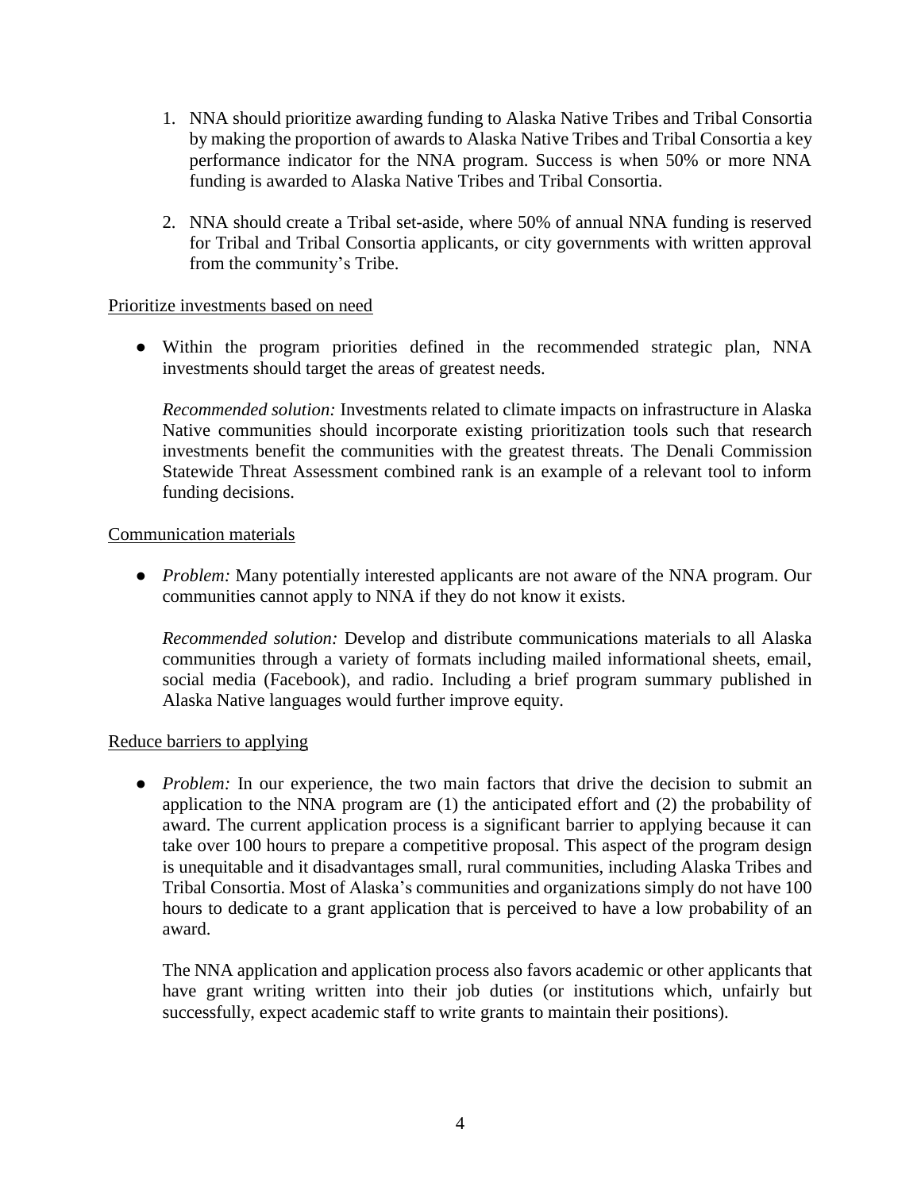1. NNA should prioritize awarding funding to Alaska Native Tribes and Tribal Consortia by making the proportion of awards to Alaska Native Tribes and Tribal Consortia a key performance indicator for the NNA program. Success is when 50% or more NNA funding is awarded to Alaska Native Tribes and Tribal Consortia.

2. NNA should create a Tribal set-aside, where 50% of annual NNA funding is reserved for Tribal and Tribal Consortia applicants, or city governments with written approval from the community's Tribe.

<u>Prioritize investments based on need</u>

- Within the program priorities defined in the recommended strategic plan, NNA investments should target the areas of greatest needs.

  *Recommended solution:* Investments related to climate impacts on infrastructure in Alaska Native communities should incorporate existing prioritization tools such that research investments benefit the communities with the greatest threats. The Denali Commission Statewide Threat Assessment combined rank is an example of a relevant tool to inform funding decisions.

<u>Communication materials</u>

- *Problem:* Many potentially interested applicants are not aware of the NNA program. Our communities cannot apply to NNA if they do not know it exists.

  *Recommended solution:* Develop and distribute communications materials to all Alaska communities through a variety of formats including mailed informational sheets, email, social media (Facebook), and radio. Including a brief program summary published in Alaska Native languages would further improve equity.

<u>Reduce barriers to applying</u>

- *Problem:* In our experience, the two main factors that drive the decision to submit an application to the NNA program are (1) the anticipated effort and (2) the probability of award. The current application process is a significant barrier to applying because it can take over 100 hours to prepare a competitive proposal. This aspect of the program design is unequitable and it disadvantages small, rural communities, including Alaska Tribes and Tribal Consortia. Most of Alaska's communities and organizations simply do not have 100 hours to dedicate to a grant application that is perceived to have a low probability of an award.

  The NNA application and application process also favors academic or other applicants that have grant writing written into their job duties (or institutions which, unfairly but successfully, expect academic staff to write grants to maintain their positions).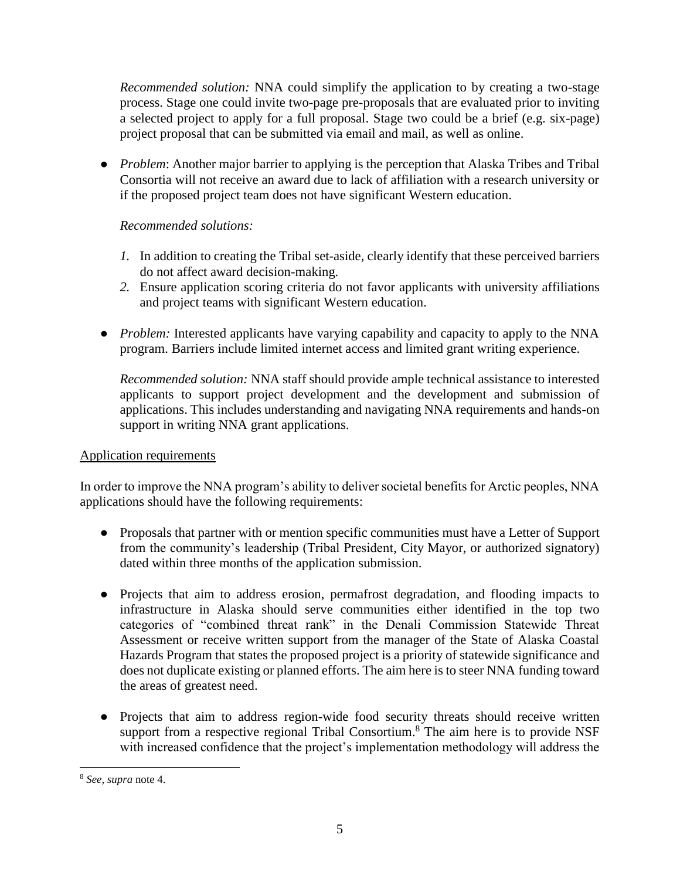*Recommended solution:* NNA could simplify the application to by creating a two-stage process. Stage one could invite two-page pre-proposals that are evaluated prior to inviting a selected project to apply for a full proposal. Stage two could be a brief (e.g. six-page) project proposal that can be submitted via email and mail, as well as online.

- *Problem*: Another major barrier to applying is the perception that Alaska Tribes and Tribal Consortia will not receive an award due to lack of affiliation with a research university or if the proposed project team does not have significant Western education.

  *Recommended solutions:*

  1. In addition to creating the Tribal set-aside, clearly identify that these perceived barriers do not affect award decision-making.
  2. Ensure application scoring criteria do not favor applicants with university affiliations and project teams with significant Western education.

- *Problem:* Interested applicants have varying capability and capacity to apply to the NNA program. Barriers include limited internet access and limited grant writing experience.

  *Recommended solution:* NNA staff should provide ample technical assistance to interested applicants to support project development and the development and submission of applications. This includes understanding and navigating NNA requirements and hands-on support in writing NNA grant applications.

<u>Application requirements</u>

In order to improve the NNA program's ability to deliver societal benefits for Arctic peoples, NNA applications should have the following requirements:

- Proposals that partner with or mention specific communities must have a Letter of Support from the community's leadership (Tribal President, City Mayor, or authorized signatory) dated within three months of the application submission.

- Projects that aim to address erosion, permafrost degradation, and flooding impacts to infrastructure in Alaska should serve communities either identified in the top two categories of "combined threat rank" in the Denali Commission Statewide Threat Assessment or receive written support from the manager of the State of Alaska Coastal Hazards Program that states the proposed project is a priority of statewide significance and does not duplicate existing or planned efforts. The aim here is to steer NNA funding toward the areas of greatest need.

- Projects that aim to address region-wide food security threats should receive written support from a respective regional Tribal Consortium.[8] The aim here is to provide NSF with increased confidence that the project's implementation methodology will address the

[8] *See, supra* note 4.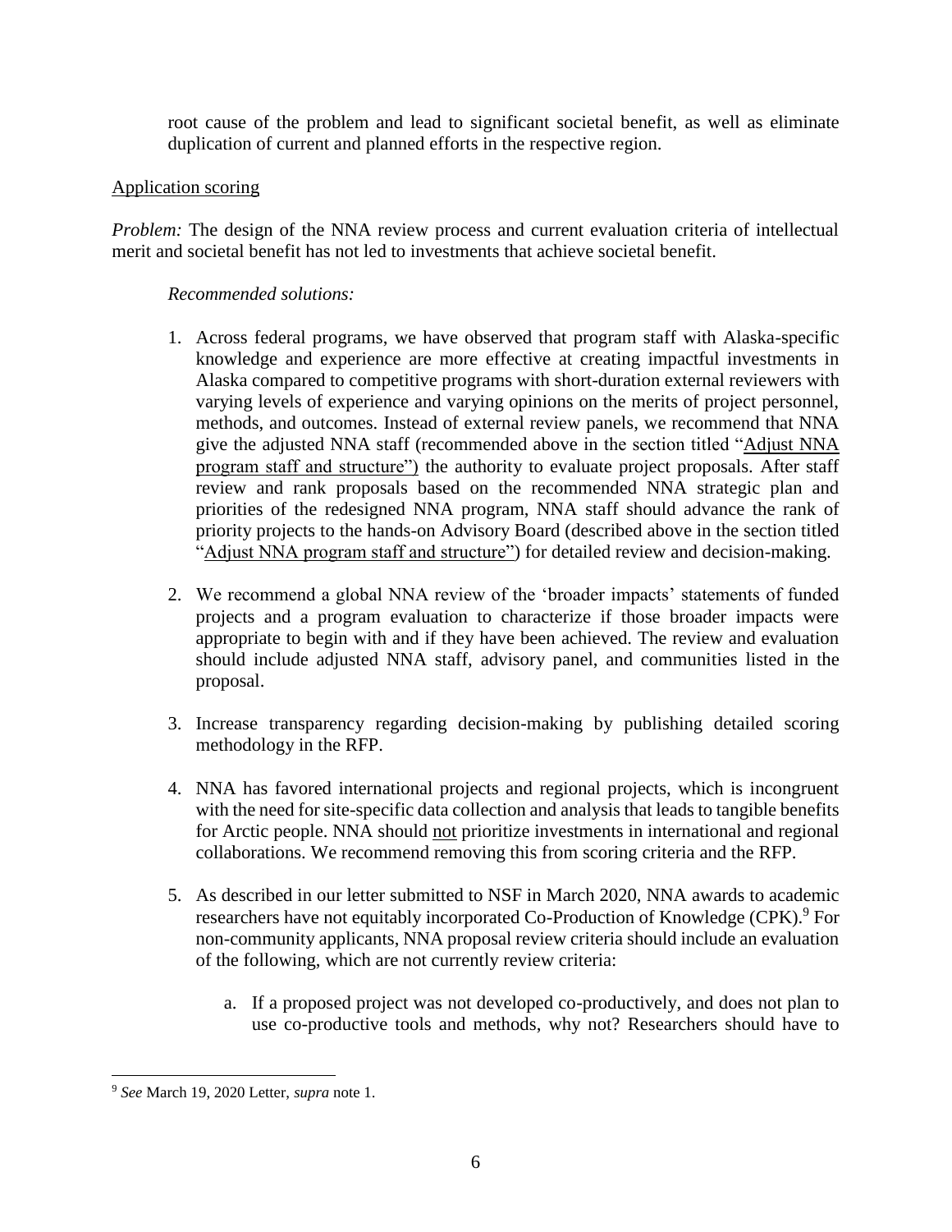root cause of the problem and lead to significant societal benefit, as well as eliminate duplication of current and planned efforts in the respective region.

<u>Application scoring</u>

*Problem:* The design of the NNA review process and current evaluation criteria of intellectual merit and societal benefit has not led to investments that achieve societal benefit.

*Recommended solutions:*

1. Across federal programs, we have observed that program staff with Alaska-specific knowledge and experience are more effective at creating impactful investments in Alaska compared to competitive programs with short-duration external reviewers with varying levels of experience and varying opinions on the merits of project personnel, methods, and outcomes. Instead of external review panels, we recommend that NNA give the adjusted NNA staff (recommended above in the section titled "<u>Adjust NNA program staff and structure</u>") the authority to evaluate project proposals. After staff review and rank proposals based on the recommended NNA strategic plan and priorities of the redesigned NNA program, NNA staff should advance the rank of priority projects to the hands-on Advisory Board (described above in the section titled "<u>Adjust NNA program staff and structure</u>") for detailed review and decision-making.

2. We recommend a global NNA review of the 'broader impacts' statements of funded projects and a program evaluation to characterize if those broader impacts were appropriate to begin with and if they have been achieved. The review and evaluation should include adjusted NNA staff, advisory panel, and communities listed in the proposal.

3. Increase transparency regarding decision-making by publishing detailed scoring methodology in the RFP.

4. NNA has favored international projects and regional projects, which is incongruent with the need for site-specific data collection and analysis that leads to tangible benefits for Arctic people. NNA should <u>not</u> prioritize investments in international and regional collaborations. We recommend removing this from scoring criteria and the RFP.

5. As described in our letter submitted to NSF in March 2020, NNA awards to academic researchers have not equitably incorporated Co-Production of Knowledge (CPK).[9] For non-community applicants, NNA proposal review criteria should include an evaluation of the following, which are not currently review criteria:

   a. If a proposed project was not developed co-productively, and does not plan to use co-productive tools and methods, why not? Researchers should have to

---

[9] *See* March 19, 2020 Letter, *supra* note 1.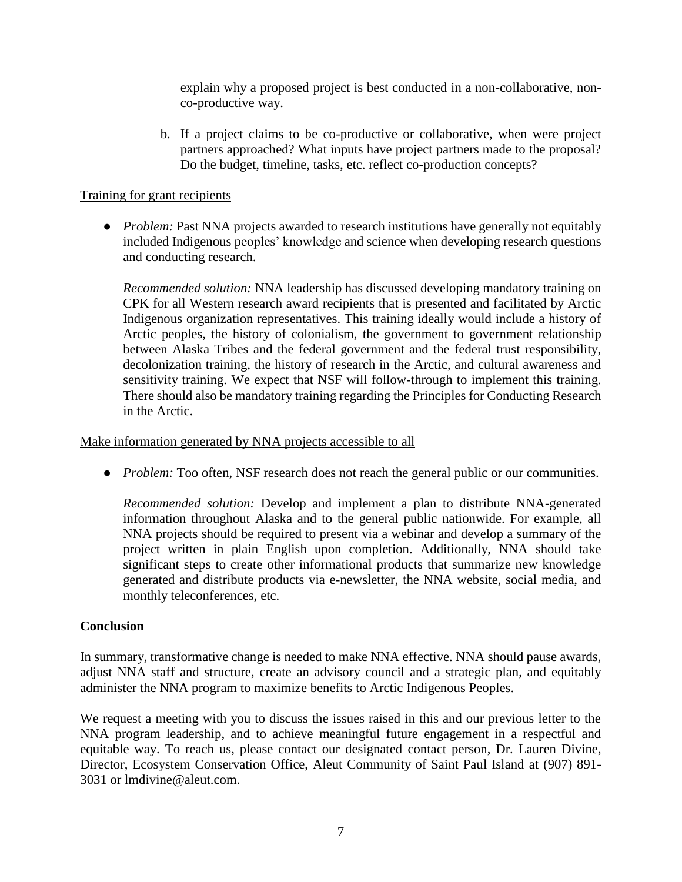explain why a proposed project is best conducted in a non-collaborative, non-co-productive way.

b. If a project claims to be co-productive or collaborative, when were project partners approached? What inputs have project partners made to the proposal? Do the budget, timeline, tasks, etc. reflect co-production concepts?

<u>Training for grant recipients</u>

- *Problem:* Past NNA projects awarded to research institutions have generally not equitably included Indigenous peoples' knowledge and science when developing research questions and conducting research.

  *Recommended solution:* NNA leadership has discussed developing mandatory training on CPK for all Western research award recipients that is presented and facilitated by Arctic Indigenous organization representatives. This training ideally would include a history of Arctic peoples, the history of colonialism, the government to government relationship between Alaska Tribes and the federal government and the federal trust responsibility, decolonization training, the history of research in the Arctic, and cultural awareness and sensitivity training. We expect that NSF will follow-through to implement this training. There should also be mandatory training regarding the Principles for Conducting Research in the Arctic.

<u>Make information generated by NNA projects accessible to all</u>

- *Problem:* Too often, NSF research does not reach the general public or our communities.

  *Recommended solution:* Develop and implement a plan to distribute NNA-generated information throughout Alaska and to the general public nationwide. For example, all NNA projects should be required to present via a webinar and develop a summary of the project written in plain English upon completion. Additionally, NNA should take significant steps to create other informational products that summarize new knowledge generated and distribute products via e-newsletter, the NNA website, social media, and monthly teleconferences, etc.

**Conclusion**

In summary, transformative change is needed to make NNA effective. NNA should pause awards, adjust NNA staff and structure, create an advisory council and a strategic plan, and equitably administer the NNA program to maximize benefits to Arctic Indigenous Peoples.

We request a meeting with you to discuss the issues raised in this and our previous letter to the NNA program leadership, and to achieve meaningful future engagement in a respectful and equitable way. To reach us, please contact our designated contact person, Dr. Lauren Divine, Director, Ecosystem Conservation Office, Aleut Community of Saint Paul Island at (907) 891-3031 or lmdivine@aleut.com.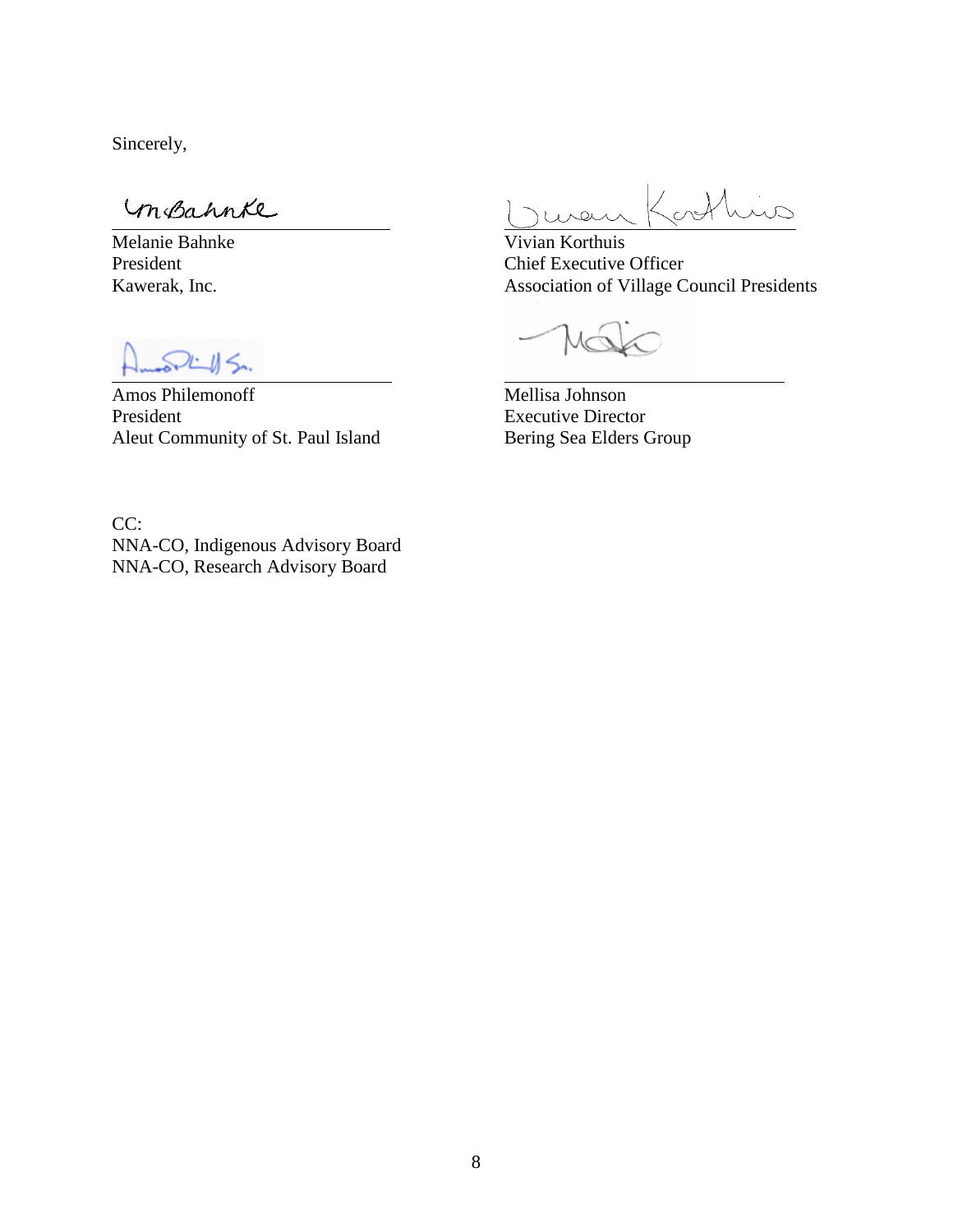Sincerely,

Melanie Bahnke
President
Kawerak, Inc.

Vivian Korthuis
Chief Executive Officer
Association of Village Council Presidents

Amos Philemonoff
President
Aleut Community of St. Paul Island

Mellisa Johnson
Executive Director
Bering Sea Elders Group

CC:
NNA-CO, Indigenous Advisory Board
NNA-CO, Research Advisory Board